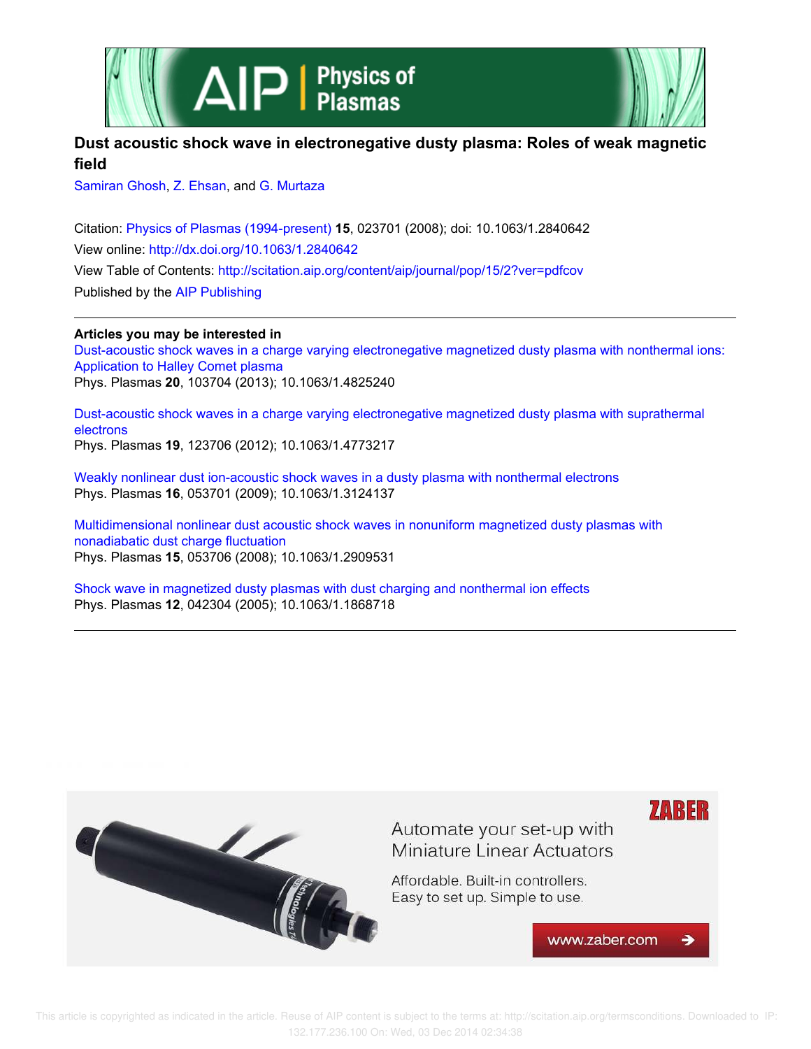# Dust acoustic shock wave in electronegative dusty plasma: Roles of weak magnetic field

Samiran Ghosh, Z. Ehsan, and G. Murtaza

Citation: Physics of Plasmas (1994-present) **15**, 023701 (2008); doi: 10.1063/1.2840642

View online: http://dx.doi.org/10.1063/1.2840642

View Table of Contents: http://scitation.aip.org/content/aip/journal/pop/15/2?ver=pdfcov

Published by the AIP Publishing

---

**Articles you may be interested in**

Dust-acoustic shock waves in a charge varying electronegative magnetized dusty plasma with nonthermal ions: Application to Halley Comet plasma
Phys. Plasmas **20**, 103704 (2013); 10.1063/1.4825240

Dust-acoustic shock waves in a charge varying electronegative magnetized dusty plasma with suprathermal electrons
Phys. Plasmas **19**, 123706 (2012); 10.1063/1.4773217

Weakly nonlinear dust ion-acoustic shock waves in a dusty plasma with nonthermal electrons
Phys. Plasmas **16**, 053701 (2009); 10.1063/1.3124137

Multidimensional nonlinear dust acoustic shock waves in nonuniform magnetized dusty plasmas with nonadiabatic dust charge fluctuation
Phys. Plasmas **15**, 053706 (2008); 10.1063/1.2909531

Shock wave in magnetized dusty plasmas with dust charging and nonthermal ion effects
Phys. Plasmas **12**, 042304 (2005); 10.1063/1.1868718

---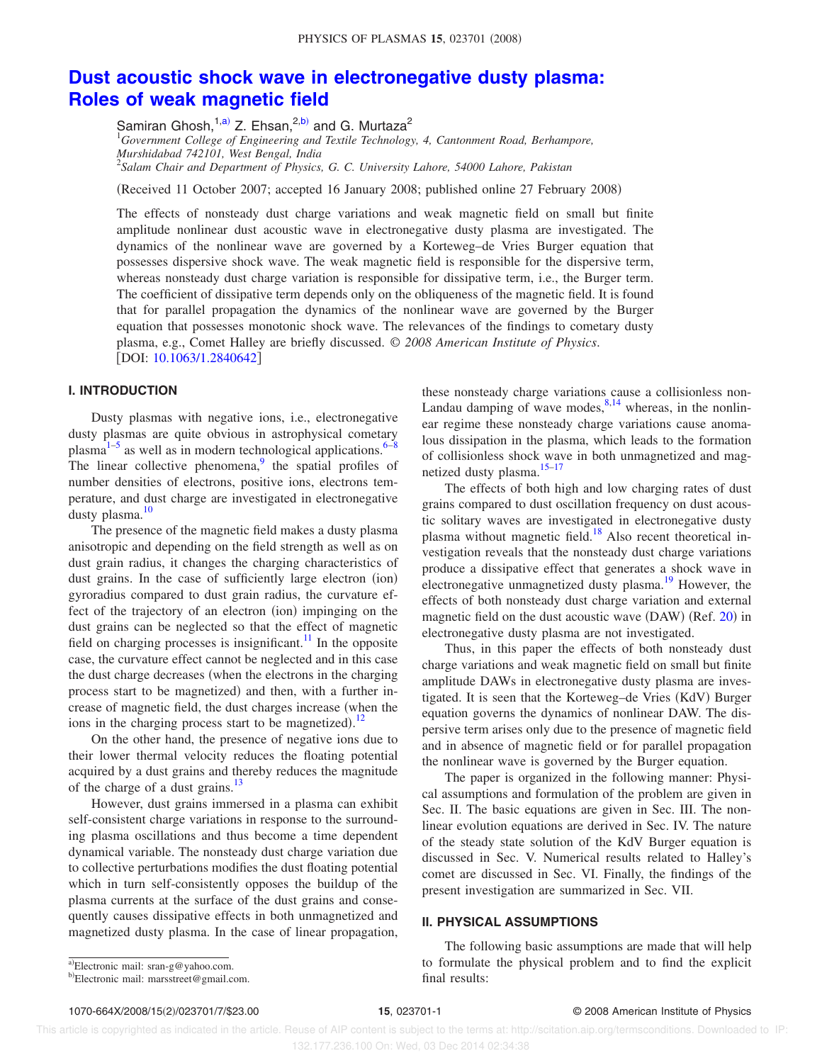# Dust acoustic shock wave in electronegative dusty plasma: Roles of weak magnetic field

Samiran Ghosh,[1,a)] Z. Ehsan,[2,b)] and G. Murtaza[2]

[1]*Government College of Engineering and Textile Technology, 4, Cantonment Road, Berhampore, Murshidabad 742101, West Bengal, India*
[2]*Salam Chair and Department of Physics, G. C. University Lahore, 54000 Lahore, Pakistan*

(Received 11 October 2007; accepted 16 January 2008; published online 27 February 2008)

The effects of nonsteady dust charge variations and weak magnetic field on small but finite amplitude nonlinear dust acoustic wave in electronegative dusty plasma are investigated. The dynamics of the nonlinear wave are governed by a Korteweg–de Vries Burger equation that possesses dispersive shock wave. The weak magnetic field is responsible for the dispersive term, whereas nonsteady dust charge variation is responsible for dissipative term, i.e., the Burger term. The coefficient of dissipative term depends only on the obliqueness of the magnetic field. It is found that for parallel propagation the dynamics of the nonlinear wave are governed by the Burger equation that possesses monotonic shock wave. The relevances of the findings to cometary dusty plasma, e.g., Comet Halley are briefly discussed. © *2008 American Institute of Physics*. [DOI: 10.1063/1.2840642]

## I. INTRODUCTION

Dusty plasmas with negative ions, i.e., electronegative dusty plasmas are quite obvious in astrophysical cometary plasma[1–5] as well as in modern technological applications.[6–8] The linear collective phenomena,[9] the spatial profiles of number densities of electrons, positive ions, electrons temperature, and dust charge are investigated in electronegative dusty plasma.[10]

The presence of the magnetic field makes a dusty plasma anisotropic and depending on the field strength as well as on dust grain radius, it changes the charging characteristics of dust grains. In the case of sufficiently large electron (ion) gyroradius compared to dust grain radius, the curvature effect of the trajectory of an electron (ion) impinging on the dust grains can be neglected so that the effect of magnetic field on charging processes is insignificant.[11] In the opposite case, the curvature effect cannot be neglected and in this case the dust charge decreases (when the electrons in the charging process start to be magnetized) and then, with a further increase of magnetic field, the dust charges increase (when the ions in the charging process start to be magnetized).[12]

On the other hand, the presence of negative ions due to their lower thermal velocity reduces the floating potential acquired by a dust grains and thereby reduces the magnitude of the charge of a dust grains.[13]

However, dust grains immersed in a plasma can exhibit self-consistent charge variations in response to the surrounding plasma oscillations and thus become a time dependent dynamical variable. The nonsteady dust charge variation due to collective perturbations modifies the dust floating potential which in turn self-consistently opposes the buildup of the plasma currents at the surface of the dust grains and consequently causes dissipative effects in both unmagnetized and magnetized dusty plasma. In the case of linear propagation, these nonsteady charge variations cause a collisionless non-Landau damping of wave modes,[8,14] whereas, in the nonlinear regime these nonsteady charge variations cause anomalous dissipation in the plasma, which leads to the formation of collisionless shock wave in both unmagnetized and magnetized dusty plasma.[15–17]

The effects of both high and low charging rates of dust grains compared to dust oscillation frequency on dust acoustic solitary waves are investigated in electronegative dusty plasma without magnetic field.[18] Also recent theoretical investigation reveals that the nonsteady dust charge variations produce a dissipative effect that generates a shock wave in electronegative unmagnetized dusty plasma.[19] However, the effects of both nonsteady dust charge variation and external magnetic field on the dust acoustic wave (DAW) (Ref. 20) in electronegative dusty plasma are not investigated.

Thus, in this paper the effects of both nonsteady dust charge variations and weak magnetic field on small but finite amplitude DAWs in electronegative dusty plasma are investigated. It is seen that the Korteweg–de Vries (KdV) Burger equation governs the dynamics of nonlinear DAW. The dispersive term arises only due to the presence of magnetic field and in absence of magnetic field or for parallel propagation the nonlinear wave is governed by the Burger equation.

The paper is organized in the following manner: Physical assumptions and formulation of the problem are given in Sec. II. The basic equations are given in Sec. III. The nonlinear evolution equations are derived in Sec. IV. The nature of the steady state solution of the KdV Burger equation is discussed in Sec. V. Numerical results related to Halley's comet are discussed in Sec. VI. Finally, the findings of the present investigation are summarized in Sec. VII.

## II. PHYSICAL ASSUMPTIONS

The following basic assumptions are made that will help to formulate the physical problem and to find the explicit final results:

a)Electronic mail: sran-g@yahoo.com.
b)Electronic mail: marsstreet@gmail.com.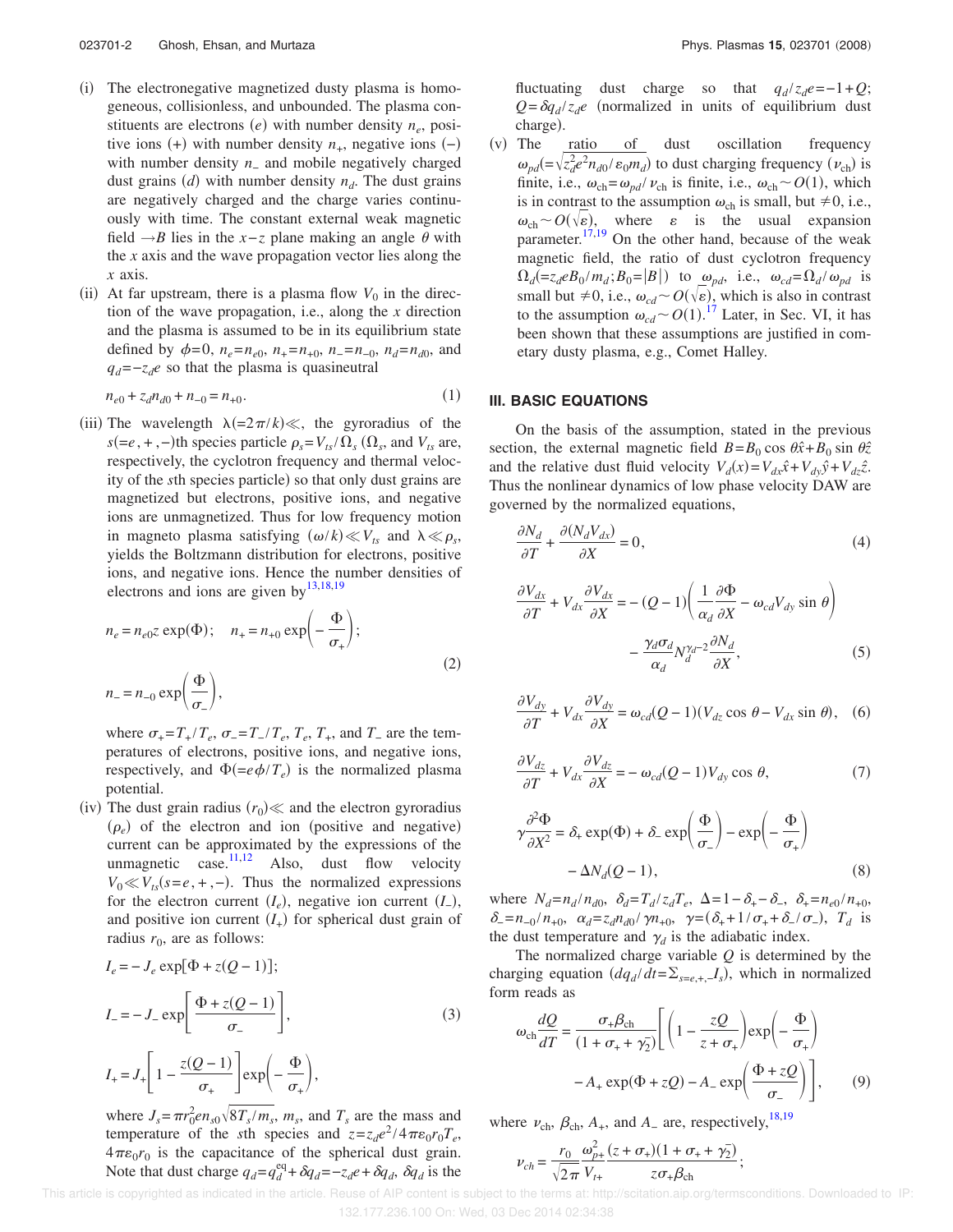(i) The electronegative magnetized dusty plasma is homogeneous, collisionless, and unbounded. The plasma constituents are electrons $(e)$ with number density $n_e$, positive ions $(+)$ with number density $n_+$, negative ions $(-)$ with number density $n_-$ and mobile negatively charged dust grains $(d)$ with number density $n_d$. The dust grains are negatively charged and the charge varies continuously with time. The constant external weak magnetic field $\rightarrow B$ lies in the $x-z$ plane making an angle $\theta$ with the $x$ axis and the wave propagation vector lies along the $x$ axis.

(ii) At far upstream, there is a plasma flow $V_0$ in the direction of the wave propagation, i.e., along the $x$ direction and the plasma is assumed to be in its equilibrium state defined by $\phi=0$, $n_e=n_{e0}$, $n_+=n_{+0}$, $n_-=n_{-0}$, $n_d=n_{d0}$, and $q_d=-z_d e$ so that the plasma is quasineutral

$$n_{e0}+z_d n_{d0}+n_{-0}=n_{+0}. \tag{1}$$

(iii) The wavelength $\lambda(=2\pi/k)\ll$, the gyroradius of the $s(=e,+,-)$th species particle $\rho_s=V_{ts}/\Omega_s$ ($\Omega_s$, and $V_{ts}$ are, respectively, the cyclotron frequency and thermal velocity of the $s$th species particle) so that only dust grains are magnetized but electrons, positive ions, and negative ions are unmagnetized. Thus for low frequency motion in magneto plasma satisfying $(\omega/k)\ll V_{ts}$ and $\lambda\ll\rho_s$, yields the Boltzmann distribution for electrons, positive ions, and negative ions. Hence the number densities of electrons and ions are given by[13,18,19]

$$n_e=n_{e0}z\exp(\Phi);\quad n_+=n_{+0}\exp\left(-\frac{\Phi}{\sigma_+}\right);$$
$$n_-=n_{-0}\exp\left(\frac{\Phi}{\sigma_-}\right), \tag{2}$$

where $\sigma_+=T_+/T_e$, $\sigma_-=T_-/T_e$, $T_e$, $T_+$, and $T_-$ are the temperatures of electrons, positive ions, and negative ions, respectively, and $\Phi(=e\phi/T_e)$ is the normalized plasma potential.

(iv) The dust grain radius $(r_0)\ll$ and the electron gyroradius $(\rho_e)$ of the electron and ion (positive and negative) current can be approximated by the expressions of the unmagnetic case.[11,12] Also, dust flow velocity $V_0\ll V_{ts}(s=e,+,-)$. Thus the normalized expressions for the electron current $(I_e)$, negative ion current $(I_-)$, and positive ion current $(I_+)$ for spherical dust grain of radius $r_0$, are as follows:

$$I_e=-J_e\exp[\Phi+z(Q-1)];$$
$$I_-=-J_-\exp\left[\frac{\Phi+z(Q-1)}{\sigma_-}\right], \tag{3}$$
$$I_+=J_+\left[1-\frac{z(Q-1)}{\sigma_+}\right]\exp\left(-\frac{\Phi}{\sigma_+}\right),$$

where $J_s=\pi r_0^2 e n_{s0}\sqrt{8T_s/m_s}$, $m_s$, and $T_s$ are the mass and temperature of the $s$th species and $z=z_d e^2/4\pi\varepsilon_0 r_0 T_e$, $4\pi\varepsilon_0 r_0$ is the capacitance of the spherical dust grain. Note that dust charge $q_d=q_d^{\text{eq}}+\delta q_d=-z_d e+\delta q_d$, $\delta q_d$ is the fluctuating dust charge so that $q_d/z_d e=-1+Q$; $Q=\delta q_d/z_d e$ (normalized in units of equilibrium dust charge).

(v) The ratio of dust oscillation frequency $\omega_{pd}(=\sqrt{z_d^2e^2n_{d0}/\varepsilon_0 m_d})$ to dust charging frequency $(\nu_{\text{ch}})$ is finite, i.e., $\omega_{\text{ch}}=\omega_{pd}/\nu_{\text{ch}}$ is finite, i.e., $\omega_{\text{ch}}\sim O(1)$, which is in contrast to the assumption $\omega_{\text{ch}}$ is small, but $\neq 0$, i.e., $\omega_{\text{ch}}\sim O(\sqrt{\varepsilon})$, where $\varepsilon$ is the usual expansion parameter.[17,19] On the other hand, because of the weak magnetic field, the ratio of dust cyclotron frequency $\Omega_d(=z_d eB_0/m_d;B_0=|B|)$ to $\omega_{pd}$, i.e., $\omega_{cd}=\Omega_d/\omega_{pd}$ is small but $\neq 0$, i.e., $\omega_{cd}\sim O(\sqrt{\varepsilon})$, which is also in contrast to the assumption $\omega_{cd}\sim O(1)$.[17] Later, in Sec. VI, it has been shown that these assumptions are justified in cometary dusty plasma, e.g., Comet Halley.

## III. BASIC EQUATIONS

On the basis of the assumption, stated in the previous section, the external magnetic field $B=B_0\cos\theta\hat{x}+B_0\sin\theta\hat{z}$ and the relative dust fluid velocity $V_d(x)=V_{dx}\hat{x}+V_{dy}\hat{y}+V_{dz}\hat{z}$. Thus the nonlinear dynamics of low phase velocity DAW are governed by the normalized equations,

$$\frac{\partial N_d}{\partial T}+\frac{\partial(N_d V_{dx})}{\partial X}=0, \tag{4}$$

$$\frac{\partial V_{dx}}{\partial T}+V_{dx}\frac{\partial V_{dx}}{\partial X}=-(Q-1)\left(\frac{1}{\alpha_d}\frac{\partial\Phi}{\partial X}-\omega_{cd}V_{dy}\sin\theta\right)-\frac{\gamma_d\sigma_d}{\alpha_d}N_d^{\gamma_d-2}\frac{\partial N_d}{\partial X}, \tag{5}$$

$$\frac{\partial V_{dy}}{\partial T}+V_{dx}\frac{\partial V_{dy}}{\partial X}=\omega_{cd}(Q-1)(V_{dz}\cos\theta-V_{dx}\sin\theta), \tag{6}$$

$$\frac{\partial V_{dz}}{\partial T}+V_{dx}\frac{\partial V_{dz}}{\partial X}=-\omega_{cd}(Q-1)V_{dy}\cos\theta, \tag{7}$$

$$\gamma\frac{\partial^2\Phi}{\partial X^2}=\delta_+\exp(\Phi)+\delta_-\exp\left(\frac{\Phi}{\sigma_-}\right)-\exp\left(-\frac{\Phi}{\sigma_+}\right)-\Delta N_d(Q-1), \tag{8}$$

where $N_d=n_d/n_{d0}$, $\delta_d=T_d/z_d T_e$, $\Delta=1-\delta_+-\delta_-$, $\delta_+=n_{e0}/n_{+0}$, $\delta_-=n_{-0}/n_{+0}$, $\alpha_d=z_d n_{d0}/\gamma n_{+0}$, $\gamma=(\delta_++1/\sigma_++\delta_-/\sigma_-)$, $T_d$ is the dust temperature and $\gamma_d$ is the adiabatic index.

The normalized charge variable $Q$ is determined by the charging equation $(dq_d/dt=\Sigma_{s=e,+,-}I_s)$, which in normalized form reads as

$$\omega_{\text{ch}}\frac{dQ}{dT}=\frac{\sigma_+\beta_{\text{ch}}}{(1+\sigma_++\gamma_2)}\left[\left(1-\frac{zQ}{z+\sigma_+}\right)\exp\left(-\frac{\Phi}{\sigma_+}\right)-A_+\exp(\Phi+zQ)-A_-\exp\left(\frac{\Phi+zQ}{\sigma_-}\right)\right], \tag{9}$$

where $\nu_{\text{ch}}$, $\beta_{\text{ch}}$, $A_+$, and $A_-$ are, respectively,[18,19]

$$\nu_{ch}=\frac{r_0}{\sqrt{2\pi}}\frac{\omega_{p+}^2}{V_{t+}}\frac{(z+\sigma_+)(1+\sigma_++\gamma_2)}{z\sigma_+\beta_{\text{ch}}};$$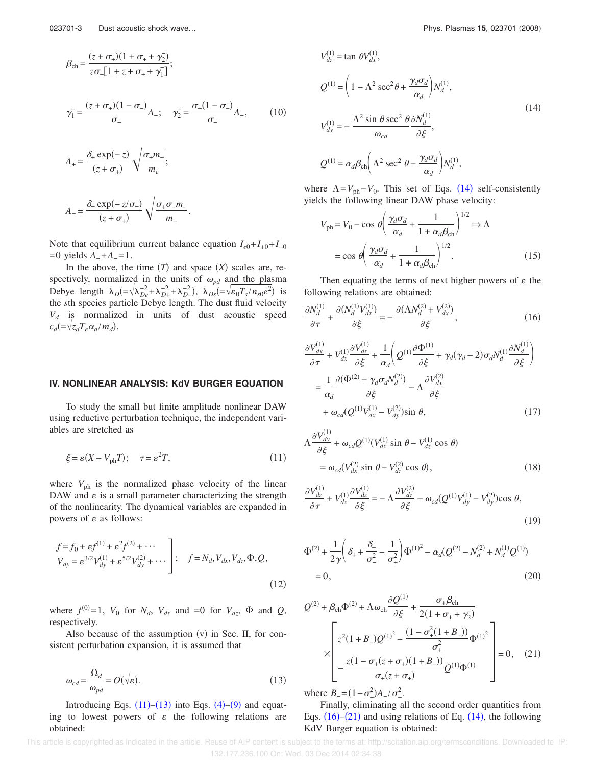$$\beta_{\rm ch} = \frac{(z+\sigma_+)(1+\sigma_+ + \gamma_2^-)}{z\sigma_+[1+z+\sigma_+ + \gamma_1^-]};$$

$$\gamma_1^- = \frac{(z+\sigma_+)(1-\sigma_-)}{\sigma_-}A_-; \quad \gamma_2^- = \frac{\sigma_+(1-\sigma_-)}{\sigma_-}A_-, \tag{10}$$

$$A_+ = \frac{\delta_+ \exp(-z)}{(z+\sigma_+)}\sqrt{\frac{\sigma_+ m_+}{m_e}};$$

$$A_- = \frac{\delta_- \exp(-z/\sigma_-)}{(z+\sigma_+)}\sqrt{\frac{\sigma_+\sigma_- m_+}{m_-}}.$$

Note that equilibrium current balance equation $I_{e0}+I_{+0}+I_{-0}=0$ yields $A_+ + A_- = 1$.

In the above, the time ($T$) and space ($X$) scales are, respectively, normalized in the units of $\omega_{pd}$ and the plasma Debye length $\lambda_D(=\sqrt{\lambda_{De}^{-2}+\lambda_{D+}^{-2}+\lambda_{D-}^{-2}})$, $\lambda_{Ds}(=\sqrt{\varepsilon_0 T_s/n_{s0}e^2})$ is the $s$th species particle Debye length. The dust fluid velocity $V_d$ is normalized in units of dust acoustic speed $c_d(=\sqrt{z_d T_e \alpha_d/m_d})$.

## IV. NONLINEAR ANALYSIS: KdV BURGER EQUATION

To study the small but finite amplitude nonlinear DAW using reductive perturbation technique, the independent variables are stretched as

$$\xi = \varepsilon(X - V_{\rm ph}T); \quad \tau = \varepsilon^2 T, \tag{11}$$

where $V_{\rm ph}$ is the normalized phase velocity of the linear DAW and $\varepsilon$ is a small parameter characterizing the strength of the nonlinearity. The dynamical variables are expanded in powers of $\varepsilon$ as follows:

$$\left.\begin{array}{l} f = f_0 + \varepsilon f^{(1)} + \varepsilon^2 f^{(2)} + \cdots \\ V_{dy} = \varepsilon^{3/2}V_{dy}^{(1)} + \varepsilon^{5/2}V_{dy}^{(2)} + \cdots \end{array}\right]; \quad f = N_d, V_{dx}, V_{dz}, \Phi, Q, \tag{12}$$

where $f^{(0)}=1$, $V_0$ for $N_d$, $V_{dx}$ and $=0$ for $V_{dz}$, $\Phi$ and $Q$, respectively.

Also because of the assumption (v) in Sec. II, for consistent perturbation expansion, it is assumed that

$$\omega_{cd} = \frac{\Omega_d}{\omega_{pd}} = O(\sqrt{\varepsilon}). \tag{13}$$

Introducing Eqs. (11)–(13) into Eqs. (4)–(9) and equating to lowest powers of $\varepsilon$ the following relations are obtained:

$$\begin{aligned} &V_{dz}^{(1)} = \tan\theta V_{dx}^{(1)}, \\ &Q^{(1)} = \left(1 - \Lambda^2\sec^2\theta + \frac{\gamma_d\sigma_d}{\alpha_d}\right)N_d^{(1)}, \\ &V_{dy}^{(1)} = -\frac{\Lambda^2\sin\theta\sec^2\theta}{\omega_{cd}}\frac{\partial N_d^{(1)}}{\partial\xi}, \\ &Q^{(1)} = \alpha_d\beta_{\rm ch}\left(\Lambda^2\sec^2\theta - \frac{\gamma_d\sigma_d}{\alpha_d}\right)N_d^{(1)}, \end{aligned} \tag{14}$$

where $\Lambda = V_{\rm ph} - V_0$. This set of Eqs. (14) self-consistently yields the following linear DAW phase velocity:

$$\begin{aligned} V_{\rm ph} &= V_0 - \cos\theta\left(\frac{\gamma_d\sigma_d}{\alpha_d} + \frac{1}{1+\alpha_d\beta_{\rm ch}}\right)^{1/2} \Rightarrow \Lambda \\ &= \cos\theta\left(\frac{\gamma_d\sigma_d}{\alpha_d} + \frac{1}{1+\alpha_d\beta_{\rm ch}}\right)^{1/2}. \end{aligned} \tag{15}$$

Then equating the terms of next higher powers of $\varepsilon$ the following relations are obtained:

$$\frac{\partial N_d^{(1)}}{\partial\tau} + \frac{\partial(N_d^{(1)}V_{dx}^{(1)})}{\partial\xi} = -\frac{\partial(\Lambda N_d^{(2)} + V_{dx}^{(2)})}{\partial\xi}, \tag{16}$$

$$\begin{aligned} &\frac{\partial V_{dx}^{(1)}}{\partial\tau} + V_{dx}^{(1)}\frac{\partial V_{dx}^{(1)}}{\partial\xi} + \frac{1}{\alpha_d}\left(Q^{(1)}\frac{\partial\Phi^{(1)}}{\partial\xi} + \gamma_d(\gamma_d-2)\sigma_d N_d^{(1)}\frac{\partial N_d^{(1)}}{\partial\xi}\right) \\ &= \frac{1}{\alpha_d}\frac{\partial(\Phi^{(2)} - \gamma_d\sigma_d N_d^{(2)})}{\partial\xi} - \Lambda\frac{\partial V_{dx}^{(2)}}{\partial\xi} \\ &\quad + \omega_{cd}(Q^{(1)}V_{dx}^{(1)} - V_{dy}^{(2)})\sin\theta, \end{aligned} \tag{17}$$

$$\begin{aligned} &\Lambda\frac{\partial V_{dy}^{(1)}}{\partial\xi} + \omega_{cd}Q^{(1)}(V_{dx}^{(1)}\sin\theta - V_{dz}^{(1)}\cos\theta) \\ &= \omega_{cd}(V_{dx}^{(2)}\sin\theta - V_{dz}^{(2)}\cos\theta), \end{aligned} \tag{18}$$

$$\frac{\partial V_{dz}^{(1)}}{\partial\tau} + V_{dx}^{(1)}\frac{\partial V_{dz}^{(1)}}{\partial\xi} = -\Lambda\frac{\partial V_{dz}^{(2)}}{\partial\xi} - \omega_{cd}(Q^{(1)}V_{dy}^{(1)} - V_{dy}^{(2)})\cos\theta, \tag{19}$$

$$\begin{aligned} &\Phi^{(2)} + \frac{1}{2\gamma}\left(\delta_+ + \frac{\delta_-}{\sigma_-^2} - \frac{1}{\sigma_+^2}\right)\Phi^{(1)2} - \alpha_d(Q^{(2)} - N_d^{(2)} + N_d^{(1)}Q^{(1)}) \\ &= 0, \end{aligned} \tag{20}$$

$$\begin{aligned} &Q^{(2)} + \beta_{\rm ch}\Phi^{(2)} + \Lambda\omega_{\rm ch}\frac{\partial Q^{(1)}}{\partial\xi} + \frac{\sigma_+\beta_{\rm ch}}{2(1+\sigma_+ + \gamma_2^-)} \\ &\times\left[\begin{array}{l} z^2(1+B_-)Q^{(1)2} - \dfrac{(1-\sigma_+^2(1+B_-))}{\sigma_+^2}\Phi^{(1)2} \\ - \dfrac{z(1-\sigma_+(z+\sigma_+)(1+B_-))}{\sigma_+(z+\sigma_+)}Q^{(1)}\Phi^{(1)} \end{array}\right] = 0, \end{aligned} \tag{21}$$

where $B_- = (1-\sigma_-^2)A_-/\sigma_-^2$.

Finally, eliminating all the second order quantities from Eqs. (16)–(21) and using relations of Eq. (14), the following KdV Burger equation is obtained: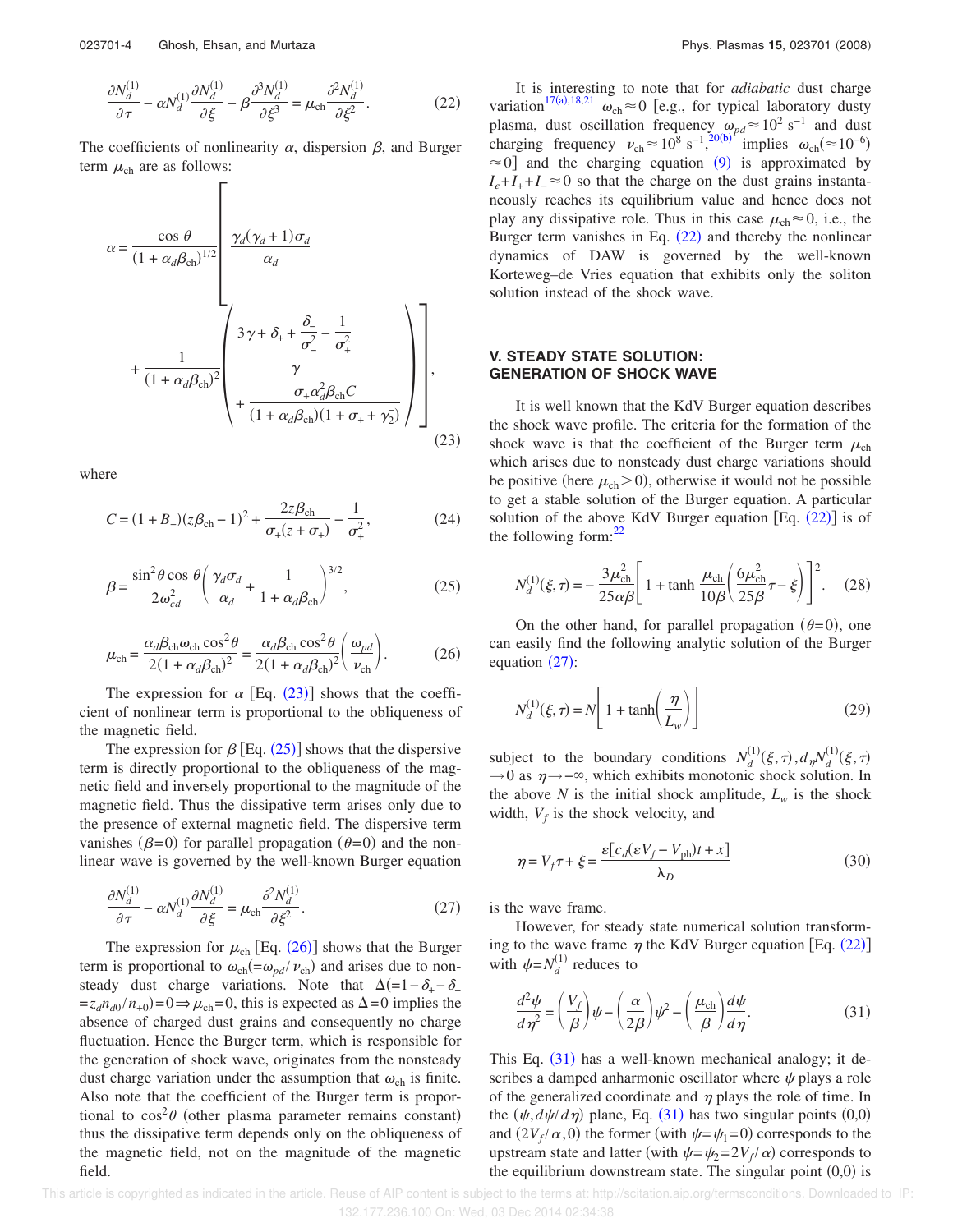$$\frac{\partial N_d^{(1)}}{\partial \tau} - \alpha N_d^{(1)} \frac{\partial N_d^{(1)}}{\partial \xi} - \beta \frac{\partial^3 N_d^{(1)}}{\partial \xi^3} = \mu_{\rm ch} \frac{\partial^2 N_d^{(1)}}{\partial \xi^2}. \tag{22}$$

The coefficients of nonlinearity $\alpha$, dispersion $\beta$, and Burger term $\mu_{\rm ch}$ are as follows:

$$\alpha = \frac{\cos\theta}{(1+\alpha_d\beta_{\rm ch})^{1/2}} \left[ \frac{\gamma_d(\gamma_d+1)\sigma_d}{\alpha_d} + \frac{1}{(1+\alpha_d\beta_{\rm ch})^2} \left( \frac{3\gamma + \delta_+ + \dfrac{\delta_-}{\sigma_-^2} - \dfrac{1}{\sigma_+^2}}{\gamma} + \frac{\sigma_+\alpha_d^2\beta_{\rm ch}C}{(1+\alpha_d\beta_{\rm ch})(1+\sigma_+ + \gamma_2^-)} \right) \right], \tag{23}$$

where

$$C = (1+B_-)(z\beta_{\rm ch}-1)^2 + \frac{2z\beta_{\rm ch}}{\sigma_+(z+\sigma_+)} - \frac{1}{\sigma_+^2}, \tag{24}$$

$$\beta = \frac{\sin^2\theta\cos\theta}{2\omega_{cd}^2}\left(\frac{\gamma_d\sigma_d}{\alpha_d} + \frac{1}{1+\alpha_d\beta_{\rm ch}}\right)^{3/2}, \tag{25}$$

$$\mu_{\rm ch} = \frac{\alpha_d\beta_{\rm ch}\omega_{\rm ch}\cos^2\theta}{2(1+\alpha_d\beta_{\rm ch})^2} = \frac{\alpha_d\beta_{\rm ch}\cos^2\theta}{2(1+\alpha_d\beta_{\rm ch})^2}\left(\frac{\omega_{pd}}{\nu_{\rm ch}}\right). \tag{26}$$

The expression for $\alpha$ [Eq. (23)] shows that the coefficient of nonlinear term is proportional to the obliqueness of the magnetic field.

The expression for $\beta$ [Eq. (25)] shows that the dispersive term is directly proportional to the obliqueness of the magnetic field and inversely proportional to the magnitude of the magnetic field. Thus the dissipative term arises only due to the presence of external magnetic field. The dispersive term vanishes ($\beta=0$) for parallel propagation ($\theta=0$) and the nonlinear wave is governed by the well-known Burger equation

$$\frac{\partial N_d^{(1)}}{\partial \tau} - \alpha N_d^{(1)} \frac{\partial N_d^{(1)}}{\partial \xi} = \mu_{\rm ch} \frac{\partial^2 N_d^{(1)}}{\partial \xi^2}. \tag{27}$$

The expression for $\mu_{\rm ch}$ [Eq. (26)] shows that the Burger term is proportional to $\omega_{\rm ch}(=\omega_{pd}/\nu_{\rm ch})$ and arises due to nonsteady dust charge variations. Note that $\Delta(=1-\delta_+-\delta_- = z_d n_{d0}/n_{+0}) = 0 \Rightarrow \mu_{\rm ch}=0$, this is expected as $\Delta=0$ implies the absence of charged dust grains and consequently no charge fluctuation. Hence the Burger term, which is responsible for the generation of shock wave, originates from the nonsteady dust charge variation under the assumption that $\omega_{\rm ch}$ is finite. Also note that the coefficient of the Burger term is proportional to $\cos^2\theta$ (other plasma parameter remains constant) thus the dissipative term depends only on the obliqueness of the magnetic field, not on the magnitude of the magnetic field.

It is interesting to note that for *adiabatic* dust charge variation[17(a),18,21] $\omega_{\rm ch}\approx 0$ [e.g., for typical laboratory dusty plasma, dust oscillation frequency $\omega_{pd}\approx 10^2$ s$^{-1}$ and dust charging frequency $\nu_{\rm ch}\approx 10^8$ s$^{-1}$,[20(b)] implies $\omega_{\rm ch}(\approx 10^{-6})$ $\approx 0$] and the charging equation (9) is approximated by $I_e+I_++I_-\approx 0$ so that the charge on the dust grains instantaneously reaches its equilibrium value and hence does not play any dissipative role. Thus in this case $\mu_{\rm ch}\approx 0$, i.e., the Burger term vanishes in Eq. (22) and thereby the nonlinear dynamics of DAW is governed by the well-known Korteweg–de Vries equation that exhibits only the soliton solution instead of the shock wave.

## V. STEADY STATE SOLUTION: GENERATION OF SHOCK WAVE

It is well known that the KdV Burger equation describes the shock wave profile. The criteria for the formation of the shock wave is that the coefficient of the Burger term $\mu_{\rm ch}$ which arises due to nonsteady dust charge variations should be positive (here $\mu_{\rm ch}>0$), otherwise it would not be possible to get a stable solution of the Burger equation. A particular solution of the above KdV Burger equation [Eq. (22)] is of the following form:[22]

$$N_d^{(1)}(\xi,\tau) = -\frac{3\mu_{\rm ch}^2}{25\alpha\beta}\left[1+\tanh\frac{\mu_{\rm ch}}{10\beta}\left(\frac{6\mu_{\rm ch}^2}{25\beta}\tau - \xi\right)\right]^2. \tag{28}$$

On the other hand, for parallel propagation ($\theta=0$), one can easily find the following analytic solution of the Burger equation (27):

$$N_d^{(1)}(\xi,\tau) = N\left[1+\tanh\left(\frac{\eta}{L_w}\right)\right] \tag{29}$$

subject to the boundary conditions $N_d^{(1)}(\xi,\tau), d_\eta N_d^{(1)}(\xi,\tau) \to 0$ as $\eta\to-\infty$, which exhibits monotonic shock solution. In the above $N$ is the initial shock amplitude, $L_w$ is the shock width, $V_f$ is the shock velocity, and

$$\eta = V_f\tau + \xi = \frac{\varepsilon[c_d(\varepsilon V_f - V_{\rm ph})t + x]}{\lambda_D} \tag{30}$$

is the wave frame.

However, for steady state numerical solution transforming to the wave frame $\eta$ the KdV Burger equation [Eq. (22)] with $\psi=N_d^{(1)}$ reduces to

$$\frac{d^2\psi}{d\eta^2} = \left(\frac{V_f}{\beta}\right)\psi - \left(\frac{\alpha}{2\beta}\right)\psi^2 - \left(\frac{\mu_{\rm ch}}{\beta}\right)\frac{d\psi}{d\eta}. \tag{31}$$

This Eq. (31) has a well-known mechanical analogy; it describes a damped anharmonic oscillator where $\psi$ plays a role of the generalized coordinate and $\eta$ plays the role of time. In the $(\psi, d\psi/d\eta)$ plane, Eq. (31) has two singular points $(0,0)$ and $(2V_f/\alpha, 0)$ the former (with $\psi=\psi_1=0$) corresponds to the upstream state and latter (with $\psi=\psi_2=2V_f/\alpha$) corresponds to the equilibrium downstream state. The singular point $(0,0)$ is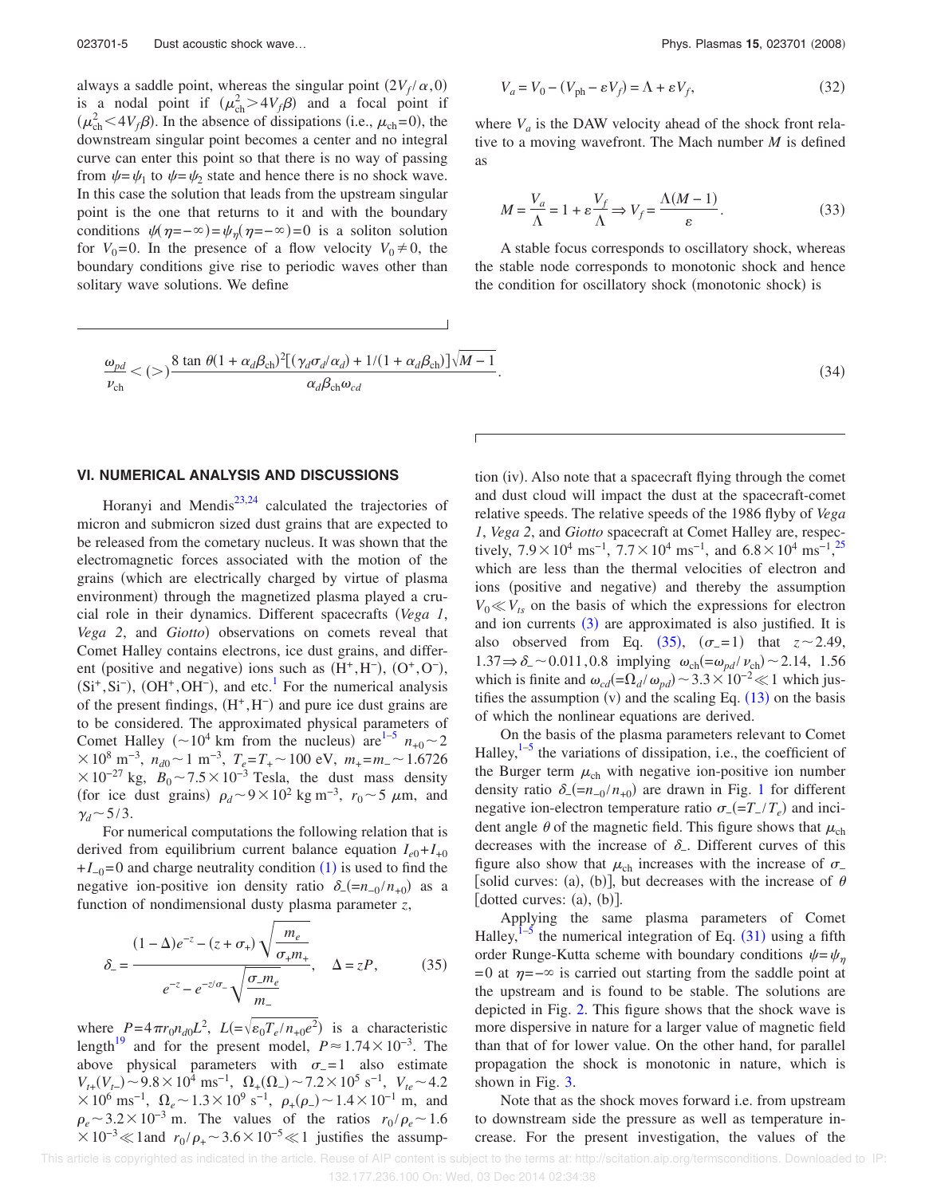always a saddle point, whereas the singular point $(2V_f/\alpha, 0)$ is a nodal point if $(\mu_{\rm ch}^2 > 4V_f\beta)$ and a focal point if $(\mu_{\rm ch}^2 < 4V_f\beta)$. In the absence of dissipations (i.e., $\mu_{\rm ch}=0$), the downstream singular point becomes a center and no integral curve can enter this point so that there is no way of passing from $\psi=\psi_1$ to $\psi=\psi_2$ state and hence there is no shock wave. In this case the solution that leads from the upstream singular point is the one that returns to it and with the boundary conditions $\psi(\eta=-\infty)=\psi_\eta(\eta=-\infty)=0$ is a soliton solution for $V_0=0$. In the presence of a flow velocity $V_0\neq 0$, the boundary conditions give rise to periodic waves other than solitary wave solutions. We define

$$V_a = V_0 - (V_{\rm ph} - \varepsilon V_f) = \Lambda + \varepsilon V_f, \tag{32}$$

where $V_a$ is the DAW velocity ahead of the shock front relative to a moving wavefront. The Mach number $M$ is defined as

$$M = \frac{V_a}{\Lambda} = 1 + \varepsilon\frac{V_f}{\Lambda} \Rightarrow V_f = \frac{\Lambda(M-1)}{\varepsilon}. \tag{33}$$

A stable focus corresponds to oscillatory shock, whereas the stable node corresponds to monotonic shock and hence the condition for oscillatory shock (monotonic shock) is

$$\frac{\omega_{pd}}{\nu_{\rm ch}} < (>) \frac{8\tan\theta(1+\alpha_d\beta_{\rm ch})^2[(\gamma_d\sigma_d/\alpha_d) + 1/(1+\alpha_d\beta_{\rm ch})]\sqrt{M-1}}{\alpha_d\beta_{\rm ch}\omega_{cd}}. \tag{34}$$

## VI. NUMERICAL ANALYSIS AND DISCUSSIONS

Horanyi and Mendis[23,24] calculated the trajectories of micron and submicron sized dust grains that are expected to be released from the cometary nucleus. It was shown that the electromagnetic forces associated with the motion of the grains (which are electrically charged by virtue of plasma environment) through the magnetized plasma played a crucial role in their dynamics. Different spacecrafts (*Vega 1*, *Vega 2*, and *Giotto*) observations on comets reveal that Comet Halley contains electrons, ice dust grains, and different (positive and negative) ions such as $(H^+, H^-)$, $(O^+, O^-)$, $(Si^+, Si^-)$, $(OH^+, OH^-)$, and etc.[1] For the numerical analysis of the present findings, $(H^+, H^-)$ and pure ice dust grains are to be considered. The approximated physical parameters of Comet Halley ($\sim 10^4$ km from the nucleus) are[1–5] $n_{+0}\sim 2\times 10^8$ m$^{-3}$, $n_{d0}\sim 1$ m$^{-3}$, $T_e=T_+\sim 100$ eV, $m_+=m_-\sim 1.6726\times 10^{-27}$ kg, $B_0\sim 7.5\times 10^{-3}$ Tesla, the dust mass density (for ice dust grains) $\rho_d\sim 9\times 10^2$ kg m$^{-3}$, $r_0\sim 5$ $\mu$m, and $\gamma_d\sim 5/3$.

For numerical computations the following relation that is derived from equilibrium current balance equation $I_{e0}+I_{+0}+I_{-0}=0$ and charge neutrality condition (1) is used to find the negative ion-positive ion density ratio $\delta_-(=n_{-0}/n_{+0})$ as a function of nondimensional dusty plasma parameter $z$,

$$\delta_- = \frac{(1-\Delta)e^{-z} - (z+\sigma_+)\sqrt{\dfrac{m_e}{\sigma_+ m_+}}}{e^{-z} - e^{-z/\sigma_-}\sqrt{\dfrac{\sigma_- m_e}{m_-}}}, \quad \Delta = zP, \tag{35}$$

where $P=4\pi r_0 n_{d0} L^2$, $L(=\sqrt{\varepsilon_0 T_e/n_{+0}e^2})$ is a characteristic length[19] and for the present model, $P\approx 1.74\times 10^{-3}$. The above physical parameters with $\sigma_-=1$ also estimate $V_{t+}(V_{t-})\sim 9.8\times 10^4$ ms$^{-1}$, $\Omega_+(\Omega_-)\sim 7.2\times 10^5$ s$^{-1}$, $V_{te}\sim 4.2\times 10^6$ ms$^{-1}$, $\Omega_e\sim 1.3\times 10^9$ s$^{-1}$, $\rho_+(\rho_-)\sim 1.4\times 10^{-1}$ m, and $\rho_e\sim 3.2\times 10^{-3}$ m. The values of $r_0/\rho_e\sim 1.6\times 10^{-3}\ll 1$and $r_0/\rho_+\sim 3.6\times 10^{-5}\ll 1$ justifies the assumption (iv). Also note that a spacecraft flying through the comet and dust cloud will impact the dust at the spacecraft-comet relative speeds. The relative speeds of the 1986 flyby of *Vega 1*, *Vega 2*, and *Giotto* spacecraft at Comet Halley are, respectively, $7.9\times 10^4$ ms$^{-1}$, $7.7\times 10^4$ ms$^{-1}$, and $6.8\times 10^4$ ms$^{-1}$,[25] which are less than the thermal velocities of electron and ions (positive and negative) and thereby the assumption $V_0\ll V_{ts}$ on the basis of which the expressions for electron and ion currents (3) are approximated is also justified. It is also observed from Eq. (35), $(\sigma_-=1)$ that $z\sim 2.49$, $1.37\Rightarrow \delta_-\sim 0.011, 0.8$ implying $\omega_{\rm ch}(=\omega_{pd}/\nu_{\rm ch})\sim 2.14$, 1.56 which is finite and $\omega_{cd}(=\Omega_d/\omega_{pd})\sim 3.3\times 10^{-2}\ll 1$ which justifies the assumption (v) and the scaling Eq. (13) on the basis of which the nonlinear equations are derived.

On the basis of the plasma parameters relevant to Comet Halley,[1–5] the variations of dissipation, i.e., the coefficient of the Burger term $\mu_{\rm ch}$ with negative ion-positive ion number density ratio $\delta_-(=n_{-0}/n_{+0})$ are drawn in Fig. 1 for different negative ion-electron temperature ratio $\sigma_-(=T_-/T_e)$ and incident angle $\theta$ of the magnetic field. This figure shows that $\mu_{\rm ch}$ decreases with the increase of $\delta_-$. Different curves of this figure also show that $\mu_{\rm ch}$ increases with the increase of $\sigma_-$ [solid curves: (a), (b)], but decreases with the increase of $\theta$ [dotted curves: (a), (b)].

Applying the same plasma parameters of Comet Halley,[1–5] the numerical integration of Eq. (31) using a fifth order Runge-Kutta scheme with boundary conditions $\psi=\psi_\eta=0$ at $\eta=-\infty$ is carried out starting from the saddle point at the upstream and is found to be stable. The solutions are depicted in Fig. 2. This figure shows that the shock wave is more dispersive in nature for a larger value of magnetic field than that of for lower value. On the other hand, for parallel propagation the shock is monotonic in nature, which is shown in Fig. 3.

Note that as the shock moves forward i.e. from upstream to downstream side the pressure as well as temperature increase. For the present investigation, the values of the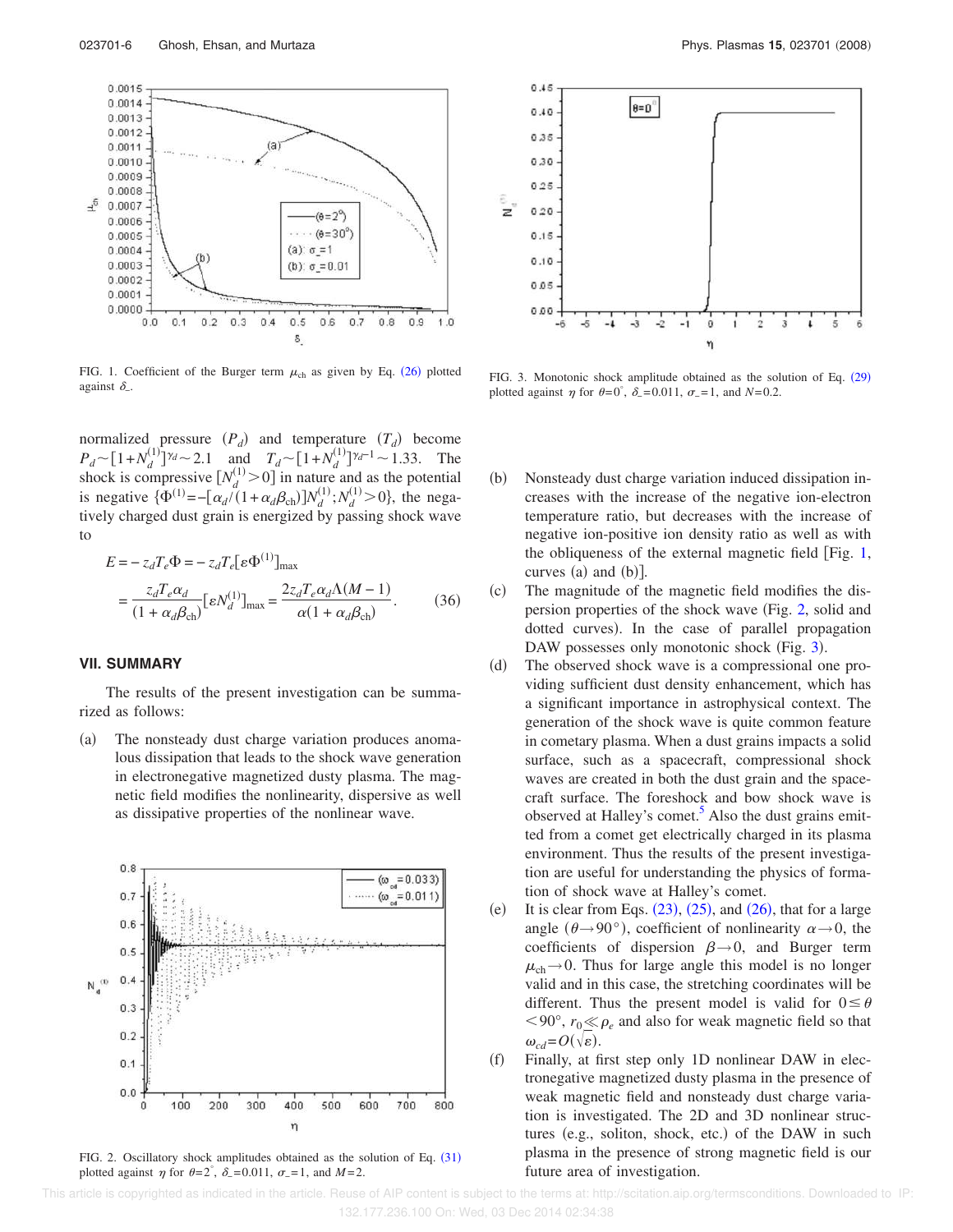FIG. 1. Coefficient of the Burger term $\mu_{ch}$ as given by Eq. (26) plotted against $\delta_{-}$.

FIG. 3. Monotonic shock amplitude obtained as the solution of Eq. (29) plotted against $\eta$ for $\theta=0^{\circ}$, $\delta_{-}=0.011$, $\sigma_{-}=1$, and $N=0.2$.

normalized pressure ($P_d$) and temperature ($T_d$) become $P_d \sim [1+N_d^{(1)}]^{\gamma_d} \sim 2.1$ and $T_d \sim [1+N_d^{(1)}]^{\gamma_d-1} \sim 1.33$. The shock is compressive $[N_d^{(1)}>0]$ in nature and as the potential is negative $\{\Phi^{(1)} = -[\alpha_d/(1+\alpha_d\beta_{ch})]N_d^{(1)}; N_d^{(1)}>0\}$, the negatively charged dust grain is energized by passing shock wave to

$$E = -z_d T_e \Phi = -z_d T_e [\varepsilon \Phi^{(1)}]_{\max}$$
$$= \frac{z_d T_e \alpha_d}{(1+\alpha_d \beta_{ch})} [\varepsilon N_d^{(1)}]_{\max} = \frac{2 z_d T_e \alpha_d \Lambda (M-1)}{\alpha (1+\alpha_d \beta_{ch})}. \quad (36)$$

## VII. SUMMARY

The results of the present investigation can be summarized as follows:

(a) The nonsteady dust charge variation produces anomalous dissipation that leads to the shock wave generation in electronegative magnetized dusty plasma. The magnetic field modifies the nonlinearity, dispersive as well as dissipative properties of the nonlinear wave.

FIG. 2. Oscillatory shock amplitudes obtained as the solution of Eq. (31) plotted against $\eta$ for $\theta=2^{\circ}$, $\delta_{-}=0.011$, $\sigma_{-}=1$, and $M=2$.

(b) Nonsteady dust charge variation induced dissipation increases with the increase of the negative ion-electron temperature ratio, but decreases with the increase of negative ion-positive ion density ratio as well as with the obliqueness of the external magnetic field [Fig. 1, curves (a) and (b)].

(c) The magnitude of the magnetic field modifies the dispersion properties of the shock wave (Fig. 2, solid and dotted curves). In the case of parallel propagation DAW possesses only monotonic shock (Fig. 3).

(d) The observed shock wave is a compressional one providing sufficient dust density enhancement, which has a significant importance in astrophysical context. The generation of the shock wave is quite common feature in cometary plasma. When a dust grains impacts a solid surface, such as a spacecraft, compressional shock waves are created in both the dust grain and the spacecraft surface. The foreshock and bow shock wave is observed at Halley's comet.[5] Also the dust grains emitted from a comet get electrically charged in its plasma environment. Thus the results of the present investigation are useful for understanding the physics of formation of shock wave at Halley's comet.

(e) It is clear from Eqs. (23), (25), and (26), that for a large angle ($\theta \to 90°$), coefficient of nonlinearity $\alpha \to 0$, the coefficients of dispersion $\beta \to 0$, and Burger term $\mu_{ch} \to 0$. Thus for large angle this model is no longer valid and in this case, the stretching coordinates will be different. Thus the present model is valid for $0 \le \theta < 90°$, $r_0 \ll \rho_e$ and also for weak magnetic field so that $\omega_{cd} = O(\sqrt{\varepsilon})$.

(f) Finally, at first step only 1D nonlinear DAW in electronegative magnetized dusty plasma in the presence of weak magnetic field and nonsteady dust charge variation is investigated. The 2D and 3D nonlinear structures (e.g., soliton, shock, etc.) of the DAW in such plasma in the presence of strong magnetic field is our future area of investigation.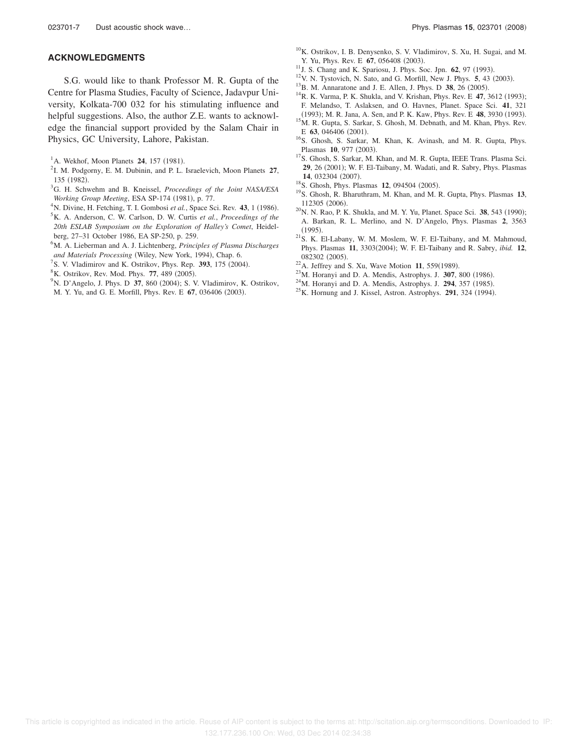## ACKNOWLEDGMENTS

S.G. would like to thank Professor M. R. Gupta of the Centre for Plasma Studies, Faculty of Science, Jadavpur University, Kolkata-700 032 for his stimulating influence and helpful suggestions. Also, the author Z.E. wants to acknowledge the financial support provided by the Salam Chair in Physics, GC University, Lahore, Pakistan.

[1] A. Wekhof, Moon Planets **24**, 157 (1981).

[2] I. M. Podgorny, E. M. Dubinin, and P. L. Israelevich, Moon Planets **27**, 135 (1982).

[3] G. H. Schwehm and B. Kneissel, *Proceedings of the Joint NASA/ESA Working Group Meeting*, ESA SP-174 (1981), p. 77.

[4] N. Divine, H. Fetching, T. I. Gombosi *et al.*, Space Sci. Rev. **43**, 1 (1986).

[5] K. A. Anderson, C. W. Carlson, D. W. Curtis *et al.*, *Proceedings of the 20th ESLAB Symposium on the Exploration of Halley's Comet*, Heidelberg, 27–31 October 1986, EA SP-250, p. 259.

[6] M. A. Lieberman and A. J. Lichtenberg, *Principles of Plasma Discharges and Materials Processing* (Wiley, New York, 1994), Chap. 6.

[7] S. V. Vladimirov and K. Ostrikov, Phys. Rep. **393**, 175 (2004).

[8] K. Ostrikov, Rev. Mod. Phys. **77**, 489 (2005).

[9] N. D'Angelo, J. Phys. D **37**, 860 (2004); S. V. Vladimirov, K. Ostrikov, M. Y. Yu, and G. E. Morfill, Phys. Rev. E **67**, 036406 (2003).

[10] K. Ostrikov, I. B. Denysenko, S. V. Vladimirov, S. Xu, H. Sugai, and M. Y. Yu, Phys. Rev. E **67**, 056408 (2003).

[11] J. S. Chang and K. Spariosu, J. Phys. Soc. Jpn. **62**, 97 (1993).

[12] V. N. Tystovich, N. Sato, and G. Morfill, New J. Phys. **5**, 43 (2003).

[13] B. M. Annaratone and J. E. Allen, J. Phys. D **38**, 26 (2005).

[14] R. K. Varma, P. K. Shukla, and V. Krishan, Phys. Rev. E **47**, 3612 (1993); F. Melandso, T. Aslaksen, and O. Havnes, Planet. Space Sci. **41**, 321 (1993); M. R. Jana, A. Sen, and P. K. Kaw, Phys. Rev. E **48**, 3930 (1993).

[15] M. R. Gupta, S. Sarkar, S. Ghosh, M. Debnath, and M. Khan, Phys. Rev. E **63**, 046406 (2001).

[16] S. Ghosh, S. Sarkar, M. Khan, K. Avinash, and M. R. Gupta, Phys. Plasmas **10**, 977 (2003).

[17] S. Ghosh, S. Sarkar, M. Khan, and M. R. Gupta, IEEE Trans. Plasma Sci. **29**, 26 (2001); W. F. El-Taibany, M. Wadati, and R. Sabry, Phys. Plasmas **14**, 032304 (2007).

[18] S. Ghosh, Phys. Plasmas **12**, 094504 (2005).

[19] S. Ghosh, R. Bharuthram, M. Khan, and M. R. Gupta, Phys. Plasmas **13**, 112305 (2006).

[20] N. N. Rao, P. K. Shukla, and M. Y. Yu, Planet. Space Sci. **38**, 543 (1990); A. Barkan, R. L. Merlino, and N. D'Angelo, Phys. Plasmas **2**, 3563 (1995).

[21] S. K. El-Labany, W. M. Moslem, W. F. El-Taibany, and M. Mahmoud, Phys. Plasmas **11**, 3303(2004); W. F. El-Taibany and R. Sabry, *ibid.* **12**, 082302 (2005).

[22] A. Jeffrey and S. Xu, Wave Motion **11**, 559(1989).

[23] M. Horanyi and D. A. Mendis, Astrophys. J. **307**, 800 (1986).

[24] M. Horanyi and D. A. Mendis, Astrophys. J. **294**, 357 (1985).

[25] K. Hornung and J. Kissel, Astron. Astrophys. **291**, 324 (1994).